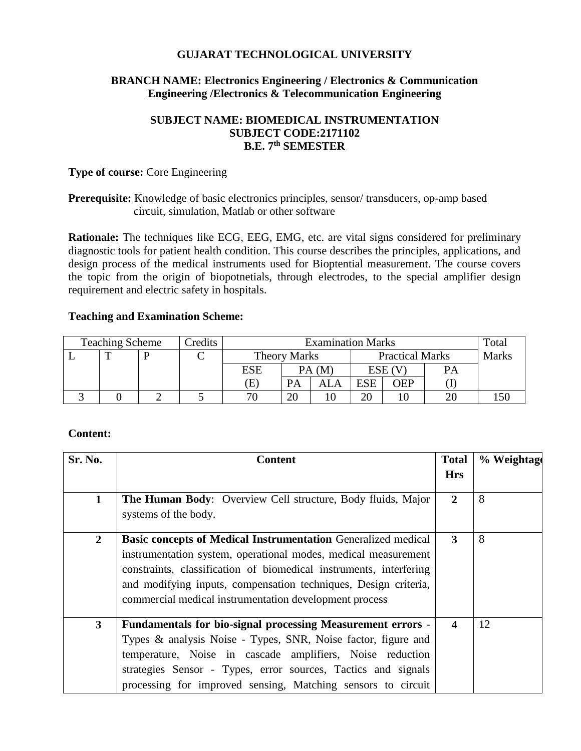**GUJARAT TECHNOLOGICAL UNIVERSITY**

**BRANCH NAME: Electronics Engineering / Electronics & Communication Engineering /Electronics & Telecommunication Engineering**

**SUBJECT NAME: BIOMEDICAL INSTRUMENTATION**
**SUBJECT CODE:2171102**
**B.E. 7th SEMESTER**

**Type of course:** Core Engineering

**Prerequisite:** Knowledge of basic electronics principles, sensor/ transducers, op-amp based circuit, simulation, Matlab or other software

**Rationale:** The techniques like ECG, EEG, EMG, etc. are vital signs considered for preliminary diagnostic tools for patient health condition. This course describes the principles, applications, and design process of the medical instruments used for Bioptential measurement. The course covers the topic from the origin of biopotnetials, through electrodes, to the special amplifier design requirement and electric safety in hospitals.

**Teaching and Examination Scheme:**

| Teaching Scheme | | | Credits | Examination Marks | | | | | | Total Marks |
|---|---|---|---|---|---|---|---|---|---|---|
| | | | | Theory Marks | | | Practical Marks | | | |
| L | T | P | C | ESE (E) | PA (M) | | ESE (V) | | PA (I) | |
| | | | | | PA | ALA | ESE | OEP | | |
| 3 | 0 | 2 | 5 | 70 | 20 | 10 | 20 | 10 | 20 | 150 |

**Content:**

| Sr. No. | Content | Total Hrs | % Weightage |
|---|---|---|---|
| 1 | **The Human Body**: Overview Cell structure, Body fluids, Major systems of the body. | 2 | 8 |
| 2 | **Basic concepts of Medical Instrumentation** Generalized medical instrumentation system, operational modes, medical measurement constraints, classification of biomedical instruments, interfering and modifying inputs, compensation techniques, Design criteria, commercial medical instrumentation development process | 3 | 8 |
| 3 | **Fundamentals for bio-signal processing Measurement errors** - Types & analysis Noise - Types, SNR, Noise factor, figure and temperature, Noise in cascade amplifiers, Noise reduction strategies Sensor - Types, error sources, Tactics and signals processing for improved sensing, Matching sensors to circuit | 4 | 12 |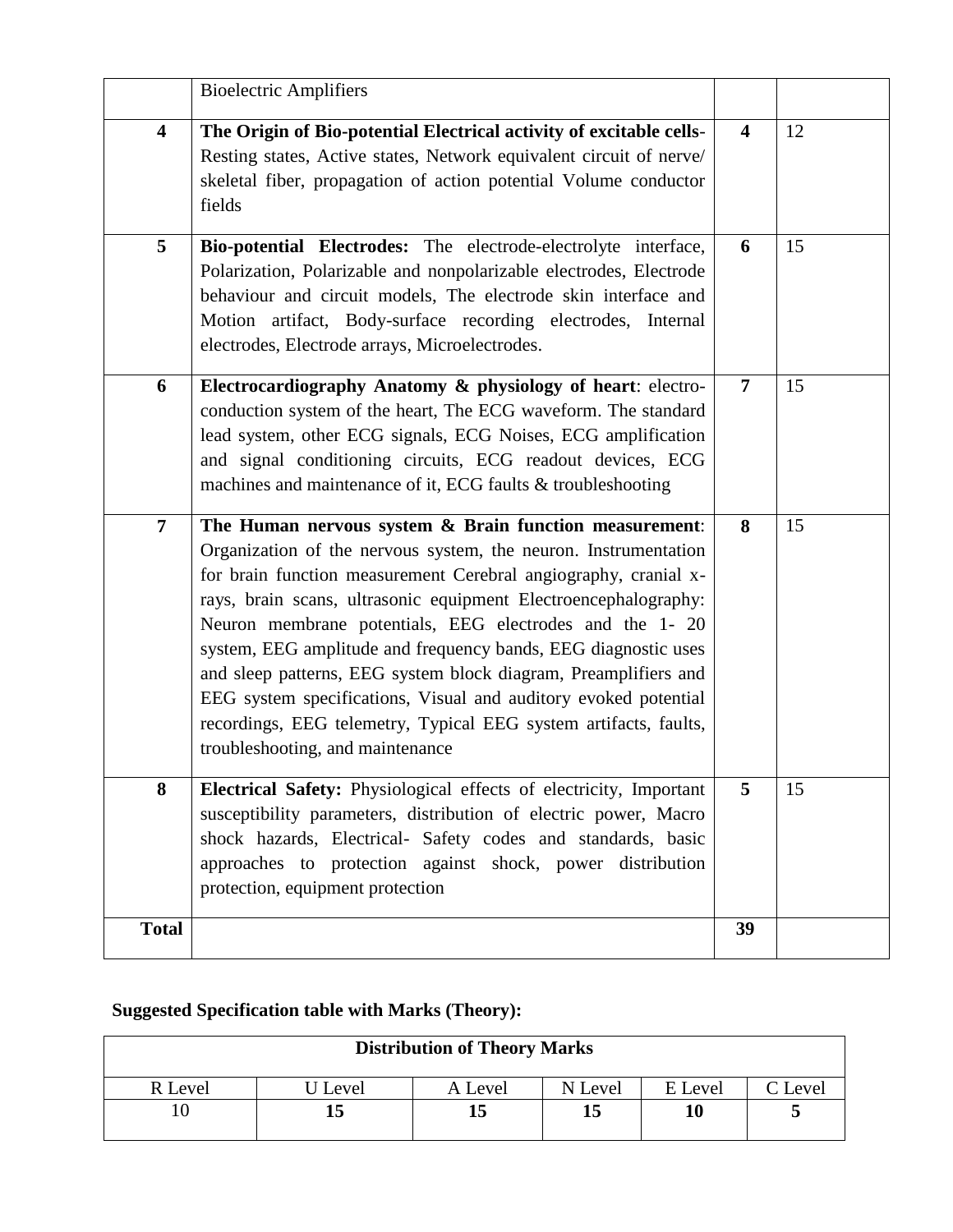| | | | |
|---|---|---|---|
| | Bioelectric Amplifiers | | |
| **4** | **The Origin of Bio-potential Electrical activity of excitable cells**- Resting states, Active states, Network equivalent circuit of nerve/ skeletal fiber, propagation of action potential Volume conductor fields | **4** | 12 |
| **5** | **Bio-potential Electrodes:** The electrode-electrolyte interface, Polarization, Polarizable and nonpolarizable electrodes, Electrode behaviour and circuit models, The electrode skin interface and Motion artifact, Body-surface recording electrodes, Internal electrodes, Electrode arrays, Microelectrodes. | **6** | 15 |
| **6** | **Electrocardiography Anatomy & physiology of heart**: electro-conduction system of the heart, The ECG waveform. The standard lead system, other ECG signals, ECG Noises, ECG amplification and signal conditioning circuits, ECG readout devices, ECG machines and maintenance of it, ECG faults & troubleshooting | **7** | 15 |
| **7** | **The Human nervous system & Brain function measurement**: Organization of the nervous system, the neuron. Instrumentation for brain function measurement Cerebral angiography, cranial x-rays, brain scans, ultrasonic equipment Electroencephalography: Neuron membrane potentials, EEG electrodes and the 1- 20 system, EEG amplitude and frequency bands, EEG diagnostic uses and sleep patterns, EEG system block diagram, Preamplifiers and EEG system specifications, Visual and auditory evoked potential recordings, EEG telemetry, Typical EEG system artifacts, faults, troubleshooting, and maintenance | **8** | 15 |
| **8** | **Electrical Safety:** Physiological effects of electricity, Important susceptibility parameters, distribution of electric power, Macro shock hazards, Electrical- Safety codes and standards, basic approaches to protection against shock, power distribution protection, equipment protection | **5** | 15 |
| **Total** | | **39** | |

**Suggested Specification table with Marks (Theory):**

| **Distribution of Theory Marks** | | | | | |
|---|---|---|---|---|---|
| R Level | U Level | A Level | N Level | E Level | C Level |
| 10 | **15** | **15** | **15** | **10** | **5** |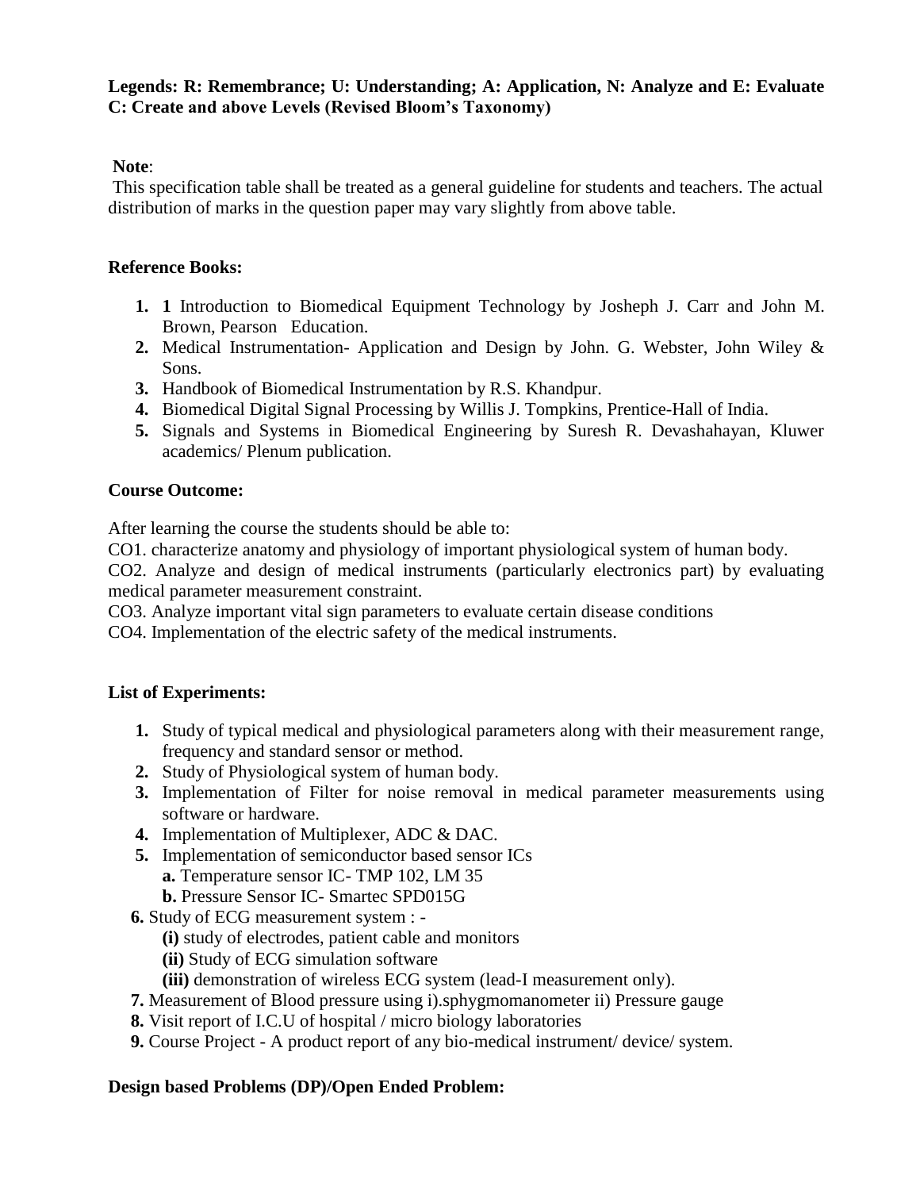**Legends: R: Remembrance; U: Understanding; A: Application, N: Analyze and E: Evaluate C: Create and above Levels (Revised Bloom's Taxonomy)**

**Note**:
This specification table shall be treated as a general guideline for students and teachers. The actual distribution of marks in the question paper may vary slightly from above table.

**Reference Books:**

1. **1** Introduction to Biomedical Equipment Technology by Josheph J. Carr and John M. Brown, Pearson Education.
2. Medical Instrumentation- Application and Design by John. G. Webster, John Wiley & Sons.
3. Handbook of Biomedical Instrumentation by R.S. Khandpur.
4. Biomedical Digital Signal Processing by Willis J. Tompkins, Prentice-Hall of India.
5. Signals and Systems in Biomedical Engineering by Suresh R. Devashahayan, Kluwer academics/ Plenum publication.

**Course Outcome:**

After learning the course the students should be able to:

CO1. characterize anatomy and physiology of important physiological system of human body.

CO2. Analyze and design of medical instruments (particularly electronics part) by evaluating medical parameter measurement constraint.

CO3. Analyze important vital sign parameters to evaluate certain disease conditions

CO4. Implementation of the electric safety of the medical instruments.

**List of Experiments:**

1. Study of typical medical and physiological parameters along with their measurement range, frequency and standard sensor or method.
2. Study of Physiological system of human body.
3. Implementation of Filter for noise removal in medical parameter measurements using software or hardware.
4. Implementation of Multiplexer, ADC & DAC.
5. Implementation of semiconductor based sensor ICs
   - **a.** Temperature sensor IC- TMP 102, LM 35
   - **b.** Pressure Sensor IC- Smartec SPD015G
6. Study of ECG measurement system : -
   - **(i)** study of electrodes, patient cable and monitors
   - **(ii)** Study of ECG simulation software
   - **(iii)** demonstration of wireless ECG system (lead-I measurement only).
7. Measurement of Blood pressure using i).sphygmomanometer ii) Pressure gauge
8. Visit report of I.C.U of hospital / micro biology laboratories
9. Course Project - A product report of any bio-medical instrument/ device/ system.

**Design based Problems (DP)/Open Ended Problem:**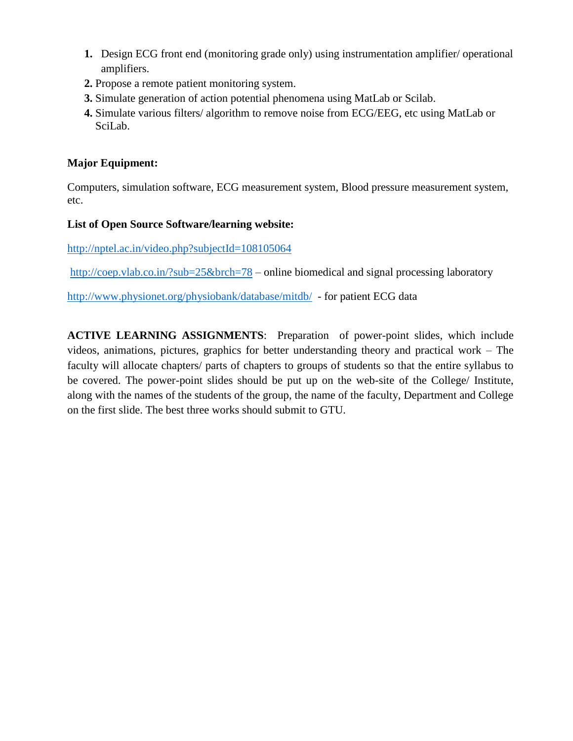1. Design ECG front end (monitoring grade only) using instrumentation amplifier/ operational amplifiers.
2. Propose a remote patient monitoring system.
3. Simulate generation of action potential phenomena using MatLab or Scilab.
4. Simulate various filters/ algorithm to remove noise from ECG/EEG, etc using MatLab or SciLab.

**Major Equipment:**

Computers, simulation software, ECG measurement system, Blood pressure measurement system, etc.

**List of Open Source Software/learning website:**

http://nptel.ac.in/video.php?subjectId=108105064

http://coep.vlab.co.in/?sub=25&brch=78 – online biomedical and signal processing laboratory

http://www.physionet.org/physiobank/database/mitdb/ - for patient ECG data

**ACTIVE LEARNING ASSIGNMENTS**: Preparation of power-point slides, which include videos, animations, pictures, graphics for better understanding theory and practical work – The faculty will allocate chapters/ parts of chapters to groups of students so that the entire syllabus to be covered. The power-point slides should be put up on the web-site of the College/ Institute, along with the names of the students of the group, the name of the faculty, Department and College on the first slide. The best three works should submit to GTU.